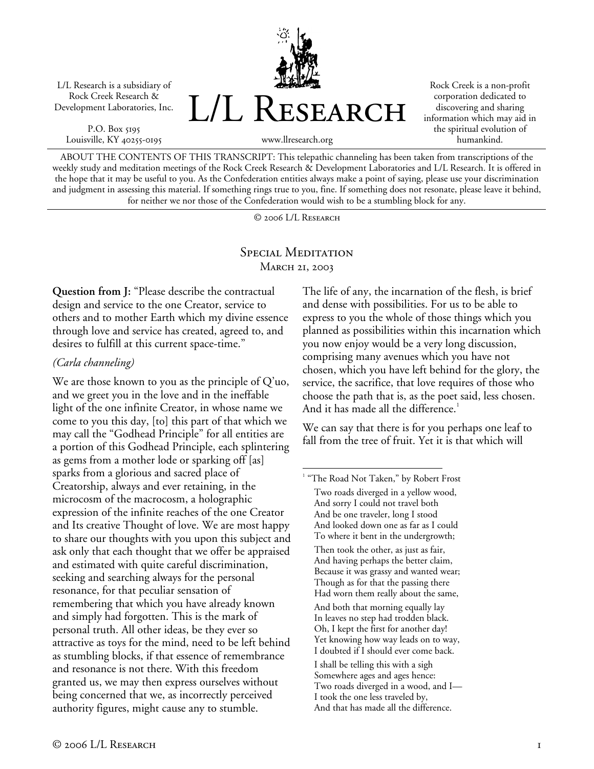L/L Research is a subsidiary of Rock Creek Research & Development Laboratories, Inc.

P.O. Box 5195
Louisville, KY 40255-0195

# L/L Research

www.llresearch.org

Rock Creek is a non-profit corporation dedicated to discovering and sharing information which may aid in the spiritual evolution of humankind.

ABOUT THE CONTENTS OF THIS TRANSCRIPT: This telepathic channeling has been taken from transcriptions of the weekly study and meditation meetings of the Rock Creek Research & Development Laboratories and L/L Research. It is offered in the hope that it may be useful to you. As the Confederation entities always make a point of saying, please use your discrimination and judgment in assessing this material. If something rings true to you, fine. If something does not resonate, please leave it behind, for neither we nor those of the Confederation would wish to be a stumbling block for any.

© 2006 L/L Research

## Special Meditation
### March 21, 2003

**Question from J:** "Please describe the contractual design and service to the one Creator, service to others and to mother Earth which my divine essence through love and service has created, agreed to, and desires to fulfill at this current space-time."

*(Carla channeling)*

We are those known to you as the principle of Q'uo, and we greet you in the love and in the ineffable light of the one infinite Creator, in whose name we come to you this day, [to] this part of that which we may call the "Godhead Principle" for all entities are a portion of this Godhead Principle, each splintering as gems from a mother lode or sparking off [as] sparks from a glorious and sacred place of Creatorship, always and ever retaining, in the microcosm of the macrocosm, a holographic expression of the infinite reaches of the one Creator and Its creative Thought of love. We are most happy to share our thoughts with you upon this subject and ask only that each thought that we offer be appraised and estimated with quite careful discrimination, seeking and searching always for the personal resonance, for that peculiar sensation of remembering that which you have already known and simply had forgotten. This is the mark of personal truth. All other ideas, be they ever so attractive as toys for the mind, need to be left behind as stumbling blocks, if that essence of remembrance and resonance is not there. With this freedom granted us, we may then express ourselves without being concerned that we, as incorrectly perceived authority figures, might cause any to stumble.

The life of any, the incarnation of the flesh, is brief and dense with possibilities. For us to be able to express to you the whole of those things which you planned as possibilities within this incarnation which you now enjoy would be a very long discussion, comprising many avenues which you have not chosen, which you have left behind for the glory, the service, the sacrifice, that love requires of those who choose the path that is, as the poet said, less chosen. And it has made all the difference.[1]

We can say that there is for you perhaps one leaf to fall from the tree of fruit. Yet it is that which will

---

[1] "The Road Not Taken," by Robert Frost

Two roads diverged in a yellow wood,
And sorry I could not travel both
And be one traveler, long I stood
And looked down one as far as I could
To where it bent in the undergrowth;

Then took the other, as just as fair,
And having perhaps the better claim,
Because it was grassy and wanted wear;
Though as for that the passing there
Had worn them really about the same,

And both that morning equally lay
In leaves no step had trodden black.
Oh, I kept the first for another day!
Yet knowing how way leads on to way,
I doubted if I should ever come back.

I shall be telling this with a sigh
Somewhere ages and ages hence:
Two roads diverged in a wood, and I—
I took the one less traveled by,
And that has made all the difference.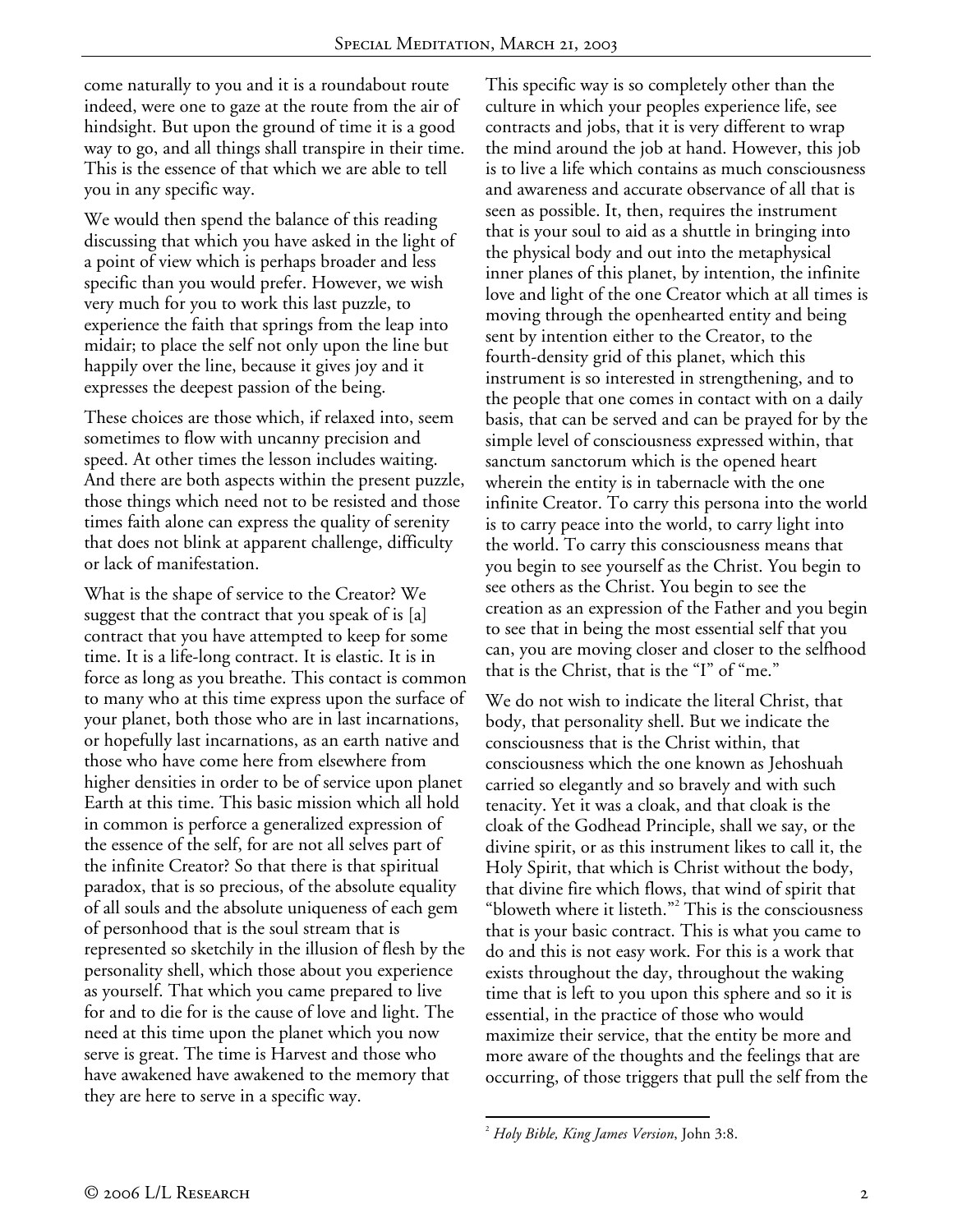come naturally to you and it is a roundabout route indeed, were one to gaze at the route from the air of hindsight. But upon the ground of time it is a good way to go, and all things shall transpire in their time. This is the essence of that which we are able to tell you in any specific way.

We would then spend the balance of this reading discussing that which you have asked in the light of a point of view which is perhaps broader and less specific than you would prefer. However, we wish very much for you to work this last puzzle, to experience the faith that springs from the leap into midair; to place the self not only upon the line but happily over the line, because it gives joy and it expresses the deepest passion of the being.

These choices are those which, if relaxed into, seem sometimes to flow with uncanny precision and speed. At other times the lesson includes waiting. And there are both aspects within the present puzzle, those things which need not to be resisted and those times faith alone can express the quality of serenity that does not blink at apparent challenge, difficulty or lack of manifestation.

What is the shape of service to the Creator? We suggest that the contract that you speak of is [a] contract that you have attempted to keep for some time. It is a life-long contract. It is elastic. It is in force as long as you breathe. This contact is common to many who at this time express upon the surface of your planet, both those who are in last incarnations, or hopefully last incarnations, as an earth native and those who have come here from elsewhere from higher densities in order to be of service upon planet Earth at this time. This basic mission which all hold in common is perforce a generalized expression of the essence of the self, for are not all selves part of the infinite Creator? So that there is that spiritual paradox, that is so precious, of the absolute equality of all souls and the absolute uniqueness of each gem of personhood that is the soul stream that is represented so sketchily in the illusion of flesh by the personality shell, which those about you experience as yourself. That which you came prepared to live for and to die for is the cause of love and light. The need at this time upon the planet which you now serve is great. The time is Harvest and those who have awakened have awakened to the memory that they are here to serve in a specific way.

This specific way is so completely other than the culture in which your peoples experience life, see contracts and jobs, that it is very different to wrap the mind around the job at hand. However, this job is to live a life which contains as much consciousness and awareness and accurate observance of all that is seen as possible. It, then, requires the instrument that is your soul to aid as a shuttle in bringing into the physical body and out into the metaphysical inner planes of this planet, by intention, the infinite love and light of the one Creator which at all times is moving through the openhearted entity and being sent by intention either to the Creator, to the fourth-density grid of this planet, which this instrument is so interested in strengthening, and to the people that one comes in contact with on a daily basis, that can be served and can be prayed for by the simple level of consciousness expressed within, that sanctum sanctorum which is the opened heart wherein the entity is in tabernacle with the one infinite Creator. To carry this persona into the world is to carry peace into the world, to carry light into the world. To carry this consciousness means that you begin to see yourself as the Christ. You begin to see others as the Christ. You begin to see the creation as an expression of the Father and you begin to see that in being the most essential self that you can, you are moving closer and closer to the selfhood that is the Christ, that is the "I" of "me."

We do not wish to indicate the literal Christ, that body, that personality shell. But we indicate the consciousness that is the Christ within, that consciousness which the one known as Jehoshuah carried so elegantly and so bravely and with such tenacity. Yet it was a cloak, and that cloak is the cloak of the Godhead Principle, shall we say, or the divine spirit, or as this instrument likes to call it, the Holy Spirit, that which is Christ without the body, that divine fire which flows, that wind of spirit that "bloweth where it listeth."[2] This is the consciousness that is your basic contract. This is what you came to do and this is not easy work. For this is a work that exists throughout the day, throughout the waking time that is left to you upon this sphere and so it is essential, in the practice of those who would maximize their service, that the entity be more and more aware of the thoughts and the feelings that are occurring, of those triggers that pull the self from the

[2] *Holy Bible, King James Version*, John 3:8.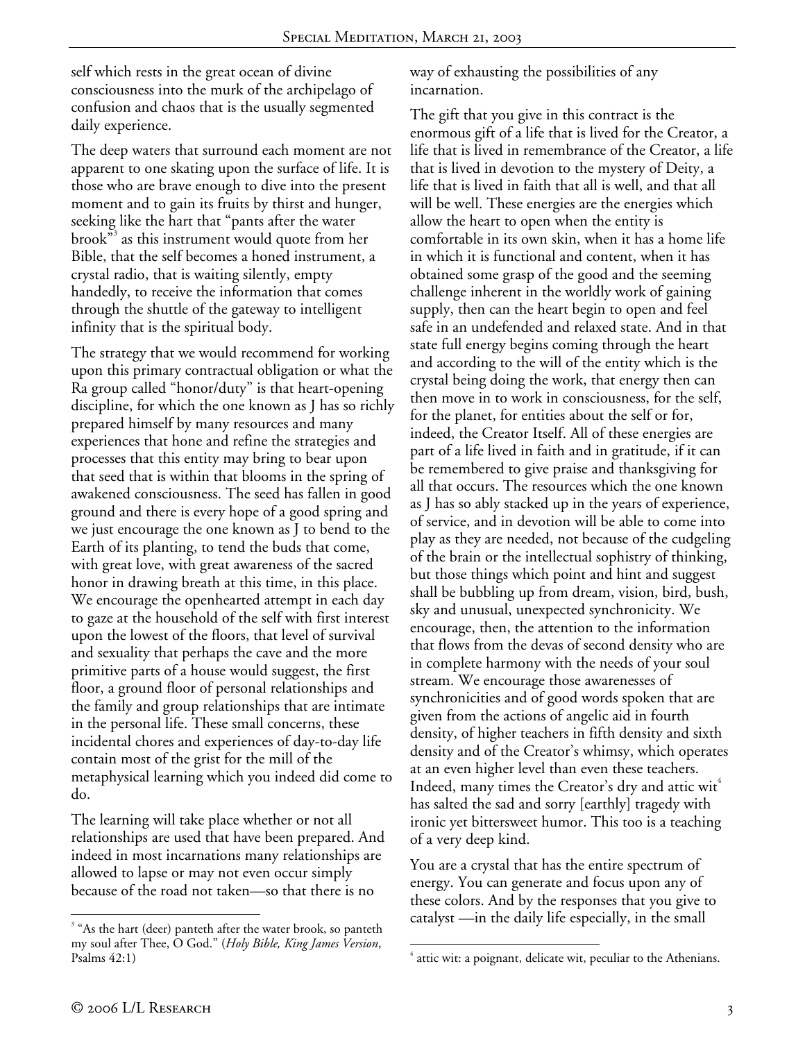self which rests in the great ocean of divine consciousness into the murk of the archipelago of confusion and chaos that is the usually segmented daily experience.

The deep waters that surround each moment are not apparent to one skating upon the surface of life. It is those who are brave enough to dive into the present moment and to gain its fruits by thirst and hunger, seeking like the hart that "pants after the water brook"[3] as this instrument would quote from her Bible, that the self becomes a honed instrument, a crystal radio, that is waiting silently, empty handedly, to receive the information that comes through the shuttle of the gateway to intelligent infinity that is the spiritual body.

The strategy that we would recommend for working upon this primary contractual obligation or what the Ra group called "honor/duty" is that heart-opening discipline, for which the one known as J has so richly prepared himself by many resources and many experiences that hone and refine the strategies and processes that this entity may bring to bear upon that seed that is within that blooms in the spring of awakened consciousness. The seed has fallen in good ground and there is every hope of a good spring and we just encourage the one known as J to bend to the Earth of its planting, to tend the buds that come, with great love, with great awareness of the sacred honor in drawing breath at this time, in this place. We encourage the openhearted attempt in each day to gaze at the household of the self with first interest upon the lowest of the floors, that level of survival and sexuality that perhaps the cave and the more primitive parts of a house would suggest, the first floor, a ground floor of personal relationships and the family and group relationships that are intimate in the personal life. These small concerns, these incidental chores and experiences of day-to-day life contain most of the grist for the mill of the metaphysical learning which you indeed did come to do.

The learning will take place whether or not all relationships are used that have been prepared. And indeed in most incarnations many relationships are allowed to lapse or may not even occur simply because of the road not taken—so that there is no way of exhausting the possibilities of any incarnation.

The gift that you give in this contract is the enormous gift of a life that is lived for the Creator, a life that is lived in remembrance of the Creator, a life that is lived in devotion to the mystery of Deity, a life that is lived in faith that all is well, and that all will be well. These energies are the energies which allow the heart to open when the entity is comfortable in its own skin, when it has a home life in which it is functional and content, when it has obtained some grasp of the good and the seeming challenge inherent in the worldly work of gaining supply, then can the heart begin to open and feel safe in an undefended and relaxed state. And in that state full energy begins coming through the heart and according to the will of the entity which is the crystal being doing the work, that energy then can then move in to work in consciousness, for the self, for the planet, for entities about the self or for, indeed, the Creator Itself. All of these energies are part of a life lived in faith and in gratitude, if it can be remembered to give praise and thanksgiving for all that occurs. The resources which the one known as J has so ably stacked up in the years of experience, of service, and in devotion will be able to come into play as they are needed, not because of the cudgeling of the brain or the intellectual sophistry of thinking, but those things which point and hint and suggest shall be bubbling up from dream, vision, bird, bush, sky and unusual, unexpected synchronicity. We encourage, then, the attention to the information that flows from the devas of second density who are in complete harmony with the needs of your soul stream. We encourage those awarenesses of synchronicities and of good words spoken that are given from the actions of angelic aid in fourth density, of higher teachers in fifth density and sixth density and of the Creator's whimsy, which operates at an even higher level than even these teachers. Indeed, many times the Creator's dry and attic wit[4] has salted the sad and sorry [earthly] tragedy with ironic yet bittersweet humor. This too is a teaching of a very deep kind.

You are a crystal that has the entire spectrum of energy. You can generate and focus upon any of these colors. And by the responses that you give to catalyst —in the daily life especially, in the small

[3] "As the hart (deer) panteth after the water brook, so panteth my soul after Thee, O God." (*Holy Bible, King James Version*, Psalms 42:1)

[4] attic wit: a poignant, delicate wit, peculiar to the Athenians.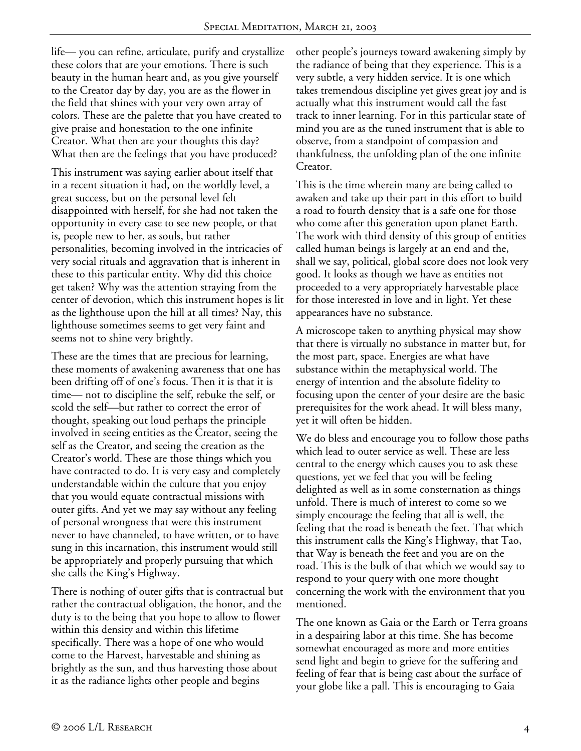life— you can refine, articulate, purify and crystallize these colors that are your emotions. There is such beauty in the human heart and, as you give yourself to the Creator day by day, you are as the flower in the field that shines with your very own array of colors. These are the palette that you have created to give praise and honestation to the one infinite Creator. What then are your thoughts this day? What then are the feelings that you have produced?

This instrument was saying earlier about itself that in a recent situation it had, on the worldly level, a great success, but on the personal level felt disappointed with herself, for she had not taken the opportunity in every case to see new people, or that is, people new to her, as souls, but rather personalities, becoming involved in the intricacies of very social rituals and aggravation that is inherent in these to this particular entity. Why did this choice get taken? Why was the attention straying from the center of devotion, which this instrument hopes is lit as the lighthouse upon the hill at all times? Nay, this lighthouse sometimes seems to get very faint and seems not to shine very brightly.

These are the times that are precious for learning, these moments of awakening awareness that one has been drifting off of one's focus. Then it is that it is time— not to discipline the self, rebuke the self, or scold the self—but rather to correct the error of thought, speaking out loud perhaps the principle involved in seeing entities as the Creator, seeing the self as the Creator, and seeing the creation as the Creator's world. These are those things which you have contracted to do. It is very easy and completely understandable within the culture that you enjoy that you would equate contractual missions with outer gifts. And yet we may say without any feeling of personal wrongness that were this instrument never to have channeled, to have written, or to have sung in this incarnation, this instrument would still be appropriately and properly pursuing that which she calls the King's Highway.

There is nothing of outer gifts that is contractual but rather the contractual obligation, the honor, and the duty is to the being that you hope to allow to flower within this density and within this lifetime specifically. There was a hope of one who would come to the Harvest, harvestable and shining as brightly as the sun, and thus harvesting those about it as the radiance lights other people and begins other people's journeys toward awakening simply by the radiance of being that they experience. This is a very subtle, a very hidden service. It is one which takes tremendous discipline yet gives great joy and is actually what this instrument would call the fast track to inner learning. For in this particular state of mind you are as the tuned instrument that is able to observe, from a standpoint of compassion and thankfulness, the unfolding plan of the one infinite Creator.

This is the time wherein many are being called to awaken and take up their part in this effort to build a road to fourth density that is a safe one for those who come after this generation upon planet Earth. The work with third density of this group of entities called human beings is largely at an end and the, shall we say, political, global score does not look very good. It looks as though we have as entities not proceeded to a very appropriately harvestable place for those interested in love and in light. Yet these appearances have no substance.

A microscope taken to anything physical may show that there is virtually no substance in matter but, for the most part, space. Energies are what have substance within the metaphysical world. The energy of intention and the absolute fidelity to focusing upon the center of your desire are the basic prerequisites for the work ahead. It will bless many, yet it will often be hidden.

We do bless and encourage you to follow those paths which lead to outer service as well. These are less central to the energy which causes you to ask these questions, yet we feel that you will be feeling delighted as well as in some consternation as things unfold. There is much of interest to come so we simply encourage the feeling that all is well, the feeling that the road is beneath the feet. That which this instrument calls the King's Highway, that Tao, that Way is beneath the feet and you are on the road. This is the bulk of that which we would say to respond to your query with one more thought concerning the work with the environment that you mentioned.

The one known as Gaia or the Earth or Terra groans in a despairing labor at this time. She has become somewhat encouraged as more and more entities send light and begin to grieve for the suffering and feeling of fear that is being cast about the surface of your globe like a pall. This is encouraging to Gaia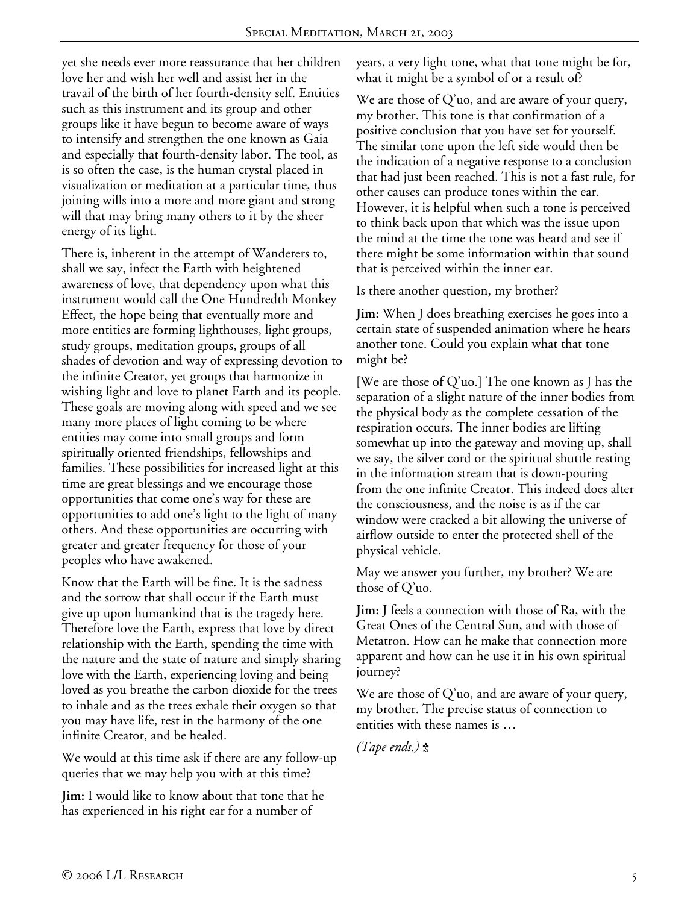yet she needs ever more reassurance that her children love her and wish her well and assist her in the travail of the birth of her fourth-density self. Entities such as this instrument and its group and other groups like it have begun to become aware of ways to intensify and strengthen the one known as Gaia and especially that fourth-density labor. The tool, as is so often the case, is the human crystal placed in visualization or meditation at a particular time, thus joining wills into a more and more giant and strong will that may bring many others to it by the sheer energy of its light.

There is, inherent in the attempt of Wanderers to, shall we say, infect the Earth with heightened awareness of love, that dependency upon what this instrument would call the One Hundredth Monkey Effect, the hope being that eventually more and more entities are forming lighthouses, light groups, study groups, meditation groups, groups of all shades of devotion and way of expressing devotion to the infinite Creator, yet groups that harmonize in wishing light and love to planet Earth and its people. These goals are moving along with speed and we see many more places of light coming to be where entities may come into small groups and form spiritually oriented friendships, fellowships and families. These possibilities for increased light at this time are great blessings and we encourage those opportunities that come one's way for these are opportunities to add one's light to the light of many others. And these opportunities are occurring with greater and greater frequency for those of your peoples who have awakened.

Know that the Earth will be fine. It is the sadness and the sorrow that shall occur if the Earth must give up upon humankind that is the tragedy here. Therefore love the Earth, express that love by direct relationship with the Earth, spending the time with the nature and the state of nature and simply sharing love with the Earth, experiencing loving and being loved as you breathe the carbon dioxide for the trees to inhale and as the trees exhale their oxygen so that you may have life, rest in the harmony of the one infinite Creator, and be healed.

We would at this time ask if there are any follow-up queries that we may help you with at this time?

**Jim:** I would like to know about that tone that he has experienced in his right ear for a number of years, a very light tone, what that tone might be for, what it might be a symbol of or a result of?

We are those of Q'uo, and are aware of your query, my brother. This tone is that confirmation of a positive conclusion that you have set for yourself. The similar tone upon the left side would then be the indication of a negative response to a conclusion that had just been reached. This is not a fast rule, for other causes can produce tones within the ear. However, it is helpful when such a tone is perceived to think back upon that which was the issue upon the mind at the time the tone was heard and see if there might be some information within that sound that is perceived within the inner ear.

Is there another question, my brother?

**Jim:** When J does breathing exercises he goes into a certain state of suspended animation where he hears another tone. Could you explain what that tone might be?

[We are those of Q'uo.] The one known as J has the separation of a slight nature of the inner bodies from the physical body as the complete cessation of the respiration occurs. The inner bodies are lifting somewhat up into the gateway and moving up, shall we say, the silver cord or the spiritual shuttle resting in the information stream that is down-pouring from the one infinite Creator. This indeed does alter the consciousness, and the noise is as if the car window were cracked a bit allowing the universe of airflow outside to enter the protected shell of the physical vehicle.

May we answer you further, my brother? We are those of Q'uo.

**Jim:** J feels a connection with those of Ra, with the Great Ones of the Central Sun, and with those of Metatron. How can he make that connection more apparent and how can he use it in his own spiritual journey?

We are those of Q'uo, and are aware of your query, my brother. The precise status of connection to entities with these names is …

*(Tape ends.)*